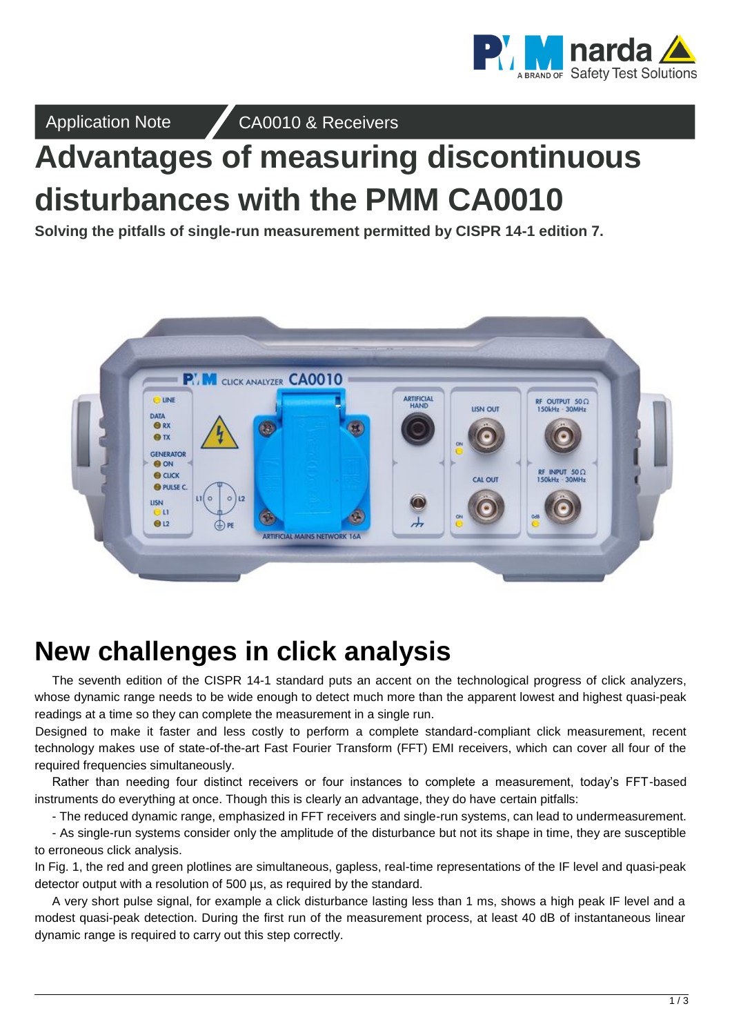Application Note | CA0010 & Receivers

# Advantages of measuring discontinuous disturbances with the PMM CA0010

**Solving the pitfalls of single-run measurement permitted by CISPR 14-1 edition 7.**

## New challenges in click analysis

The seventh edition of the CISPR 14-1 standard puts an accent on the technological progress of click analyzers, whose dynamic range needs to be wide enough to detect much more than the apparent lowest and highest quasi-peak readings at a time so they can complete the measurement in a single run.

Designed to make it faster and less costly to perform a complete standard-compliant click measurement, recent technology makes use of state-of-the-art Fast Fourier Transform (FFT) EMI receivers, which can cover all four of the required frequencies simultaneously.

Rather than needing four distinct receivers or four instances to complete a measurement, today's FFT-based instruments do everything at once. Though this is clearly an advantage, they do have certain pitfalls:

- The reduced dynamic range, emphasized in FFT receivers and single-run systems, can lead to undermeasurement.
- As single-run systems consider only the amplitude of the disturbance but not its shape in time, they are susceptible to erroneous click analysis.

In Fig. 1, the red and green plotlines are simultaneous, gapless, real-time representations of the IF level and quasi-peak detector output with a resolution of 500 µs, as required by the standard.

A very short pulse signal, for example a click disturbance lasting less than 1 ms, shows a high peak IF level and a modest quasi-peak detection. During the first run of the measurement process, at least 40 dB of instantaneous linear dynamic range is required to carry out this step correctly.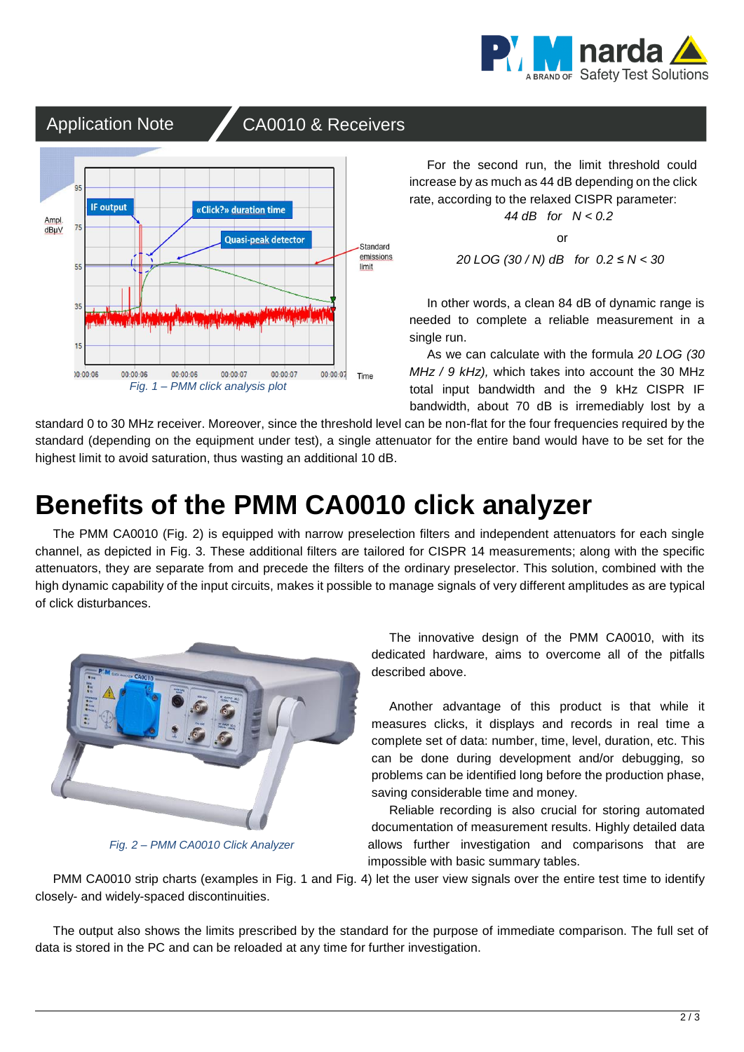Application Note CA0010 & Receivers

Fig. 1 – PMM click analysis plot

For the second run, the limit threshold could increase by as much as 44 dB depending on the click rate, according to the relaxed CISPR parameter:

*44 dB for N < 0.2*

or

*20 LOG (30 / N) dB for 0.2 ≤ N < 30*

In other words, a clean 84 dB of dynamic range is needed to complete a reliable measurement in a single run.

As we can calculate with the formula *20 LOG (30 MHz / 9 kHz),* which takes into account the 30 MHz total input bandwidth and the 9 kHz CISPR IF bandwidth, about 70 dB is irremediably lost by a standard 0 to 30 MHz receiver. Moreover, since the threshold level can be non-flat for the four frequencies required by the standard (depending on the equipment under test), a single attenuator for the entire band would have to be set for the highest limit to avoid saturation, thus wasting an additional 10 dB.

# Benefits of the PMM CA0010 click analyzer

The PMM CA0010 (Fig. 2) is equipped with narrow preselection filters and independent attenuators for each single channel, as depicted in Fig. 3. These additional filters are tailored for CISPR 14 measurements; along with the specific attenuators, they are separate from and precede the filters of the ordinary preselector. This solution, combined with the high dynamic capability of the input circuits, makes it possible to manage signals of very different amplitudes as are typical of click disturbances.

Fig. 2 – PMM CA0010 Click Analyzer

The innovative design of the PMM CA0010, with its dedicated hardware, aims to overcome all of the pitfalls described above.

Another advantage of this product is that while it measures clicks, it displays and records in real time a complete set of data: number, time, level, duration, etc. This can be done during development and/or debugging, so problems can be identified long before the production phase, saving considerable time and money.

Reliable recording is also crucial for storing automated documentation of measurement results. Highly detailed data allows further investigation and comparisons that are impossible with basic summary tables.

PMM CA0010 strip charts (examples in Fig. 1 and Fig. 4) let the user view signals over the entire test time to identify closely- and widely-spaced discontinuities.

The output also shows the limits prescribed by the standard for the purpose of immediate comparison. The full set of data is stored in the PC and can be reloaded at any time for further investigation.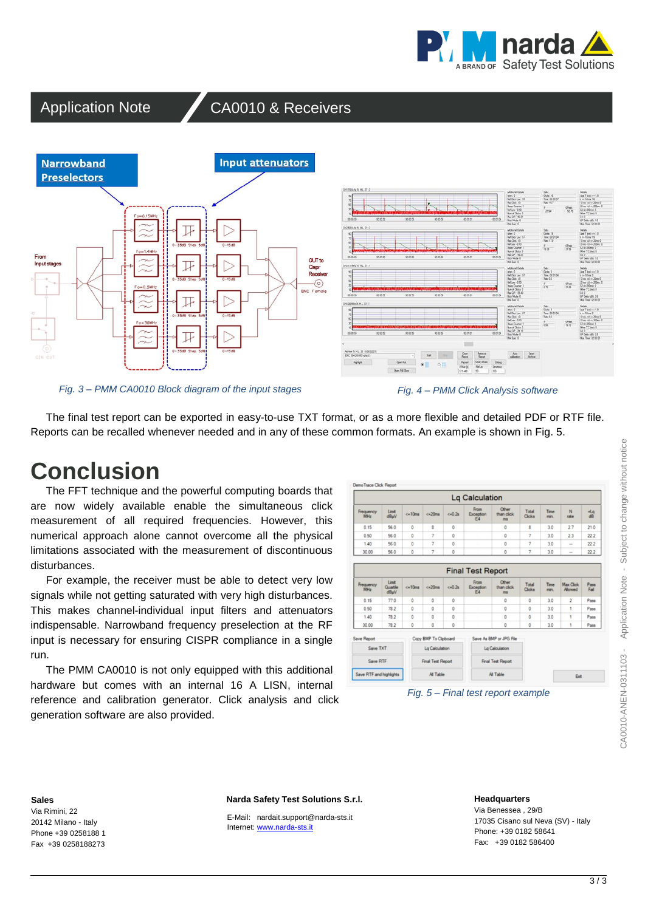Fig. 3 – PMM CA0010 Block diagram of the input stages

Fig. 4 – PMM Click Analysis software

The final test report can be exported in easy-to-use TXT format, or as a more flexible and detailed PDF or RTF file. Reports can be recalled whenever needed and in any of these common formats. An example is shown in Fig. 5.

# Conclusion

The FFT technique and the powerful computing boards that are now widely available enable the simultaneous click measurement of all required frequencies. However, this numerical approach alone cannot overcome all the physical limitations associated with the measurement of discontinuous disturbances.

For example, the receiver must be able to detect very low signals while not getting saturated with very high disturbances. This makes channel-individual input filters and attenuators indispensable. Narrowband frequency preselection at the RF input is necessary for ensuring CISPR compliance in a single run.

The PMM CA0010 is not only equipped with this additional hardware but comes with an internal 16 A LISN, internal reference and calibration generator. Click analysis and click generation software are also provided.

Fig. 5 – Final test report example

**Sales**
Via Rimini, 22
20142 Milano - Italy
Phone +39 0258188 1
Fax +39 0258188273

**Narda Safety Test Solutions S.r.l.**

E-Mail: nardait.support@narda-sts.it
Internet: www.narda-sts.it

**Headquarters**
Via Benessea , 29/B
17035 Cisano sul Neva (SV) - Italy
Phone: +39 0182 58641
Fax: +39 0182 586400